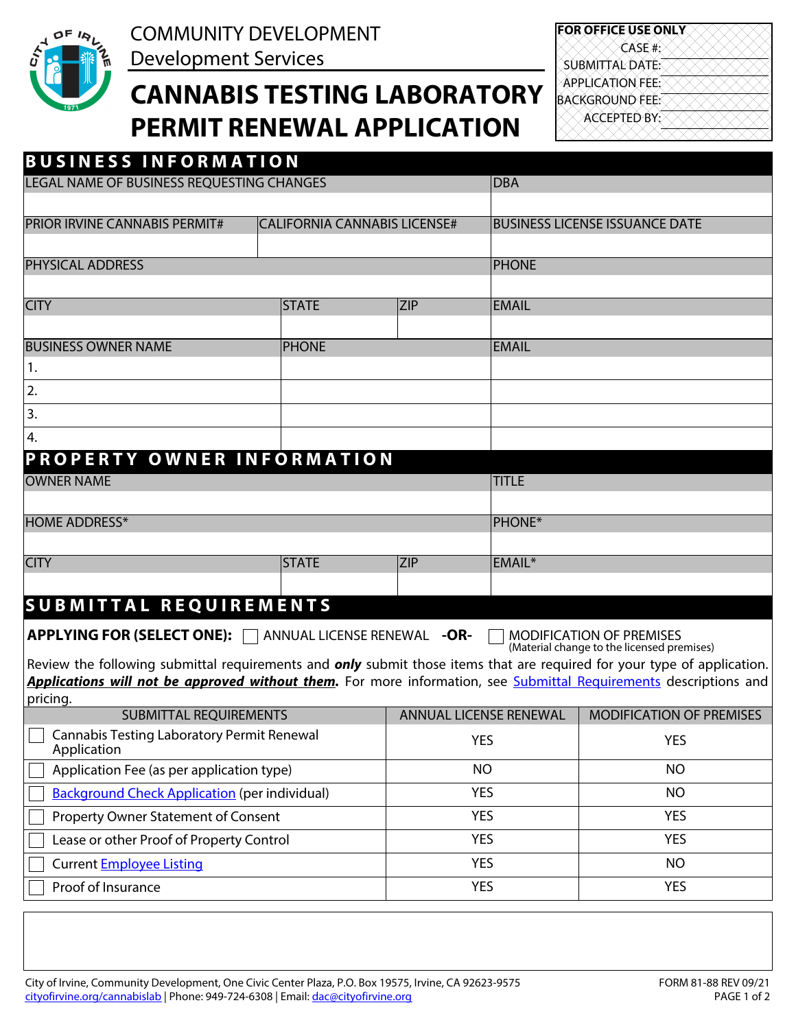COMMUNITY DEVELOPMENT
Development Services

# CANNABIS TESTING LABORATORY PERMIT RENEWAL APPLICATION

| FOR OFFICE USE ONLY | |
|---|---|
| CASE #: | |
| SUBMITTAL DATE: | |
| APPLICATION FEE: | |
| BACKGROUND FEE: | |
| ACCEPTED BY: | |

## BUSINESS INFORMATION

| LEGAL NAME OF BUSINESS REQUESTING CHANGES | | | DBA |
|---|---|---|---|
| | | | |
| PRIOR IRVINE CANNABIS PERMIT# | CALIFORNIA CANNABIS LICENSE# | | BUSINESS LICENSE ISSUANCE DATE |
| | | | |
| PHYSICAL ADDRESS | | | PHONE |
| | | | |
| CITY | STATE | ZIP | EMAIL |
| | | | |

| BUSINESS OWNER NAME | PHONE | EMAIL |
|---|---|---|
| 1. | | |
| 2. | | |
| 3. | | |
| 4. | | |

## PROPERTY OWNER INFORMATION

| OWNER NAME | | | TITLE |
|---|---|---|---|
| | | | |
| HOME ADDRESS* | | | PHONE* |
| | | | |
| CITY | STATE | ZIP | EMAIL* |
| | | | |

## SUBMITTAL REQUIREMENTS

**APPLYING FOR (SELECT ONE):** ☐ ANNUAL LICENSE RENEWAL **-OR-** ☐ MODIFICATION OF PREMISES (Material change to the licensed premises)

Review the following submittal requirements and ***only*** submit those items that are required for your type of application. ***Applications will not be approved without them.*** For more information, see Submittal Requirements descriptions and pricing.

| SUBMITTAL REQUIREMENTS | ANNUAL LICENSE RENEWAL | MODIFICATION OF PREMISES |
|---|---|---|
| ☐ Cannabis Testing Laboratory Permit Renewal Application | YES | YES |
| ☐ Application Fee (as per application type) | NO | NO |
| ☐ Background Check Application (per individual) | YES | NO |
| ☐ Property Owner Statement of Consent | YES | YES |
| ☐ Lease or other Proof of Property Control | YES | YES |
| ☐ Current Employee Listing | YES | NO |
| ☐ Proof of Insurance | YES | YES |

City of Irvine, Community Development, One Civic Center Plaza, P.O. Box 19575, Irvine, CA 92623-9575
cityofirvine.org/cannabislab | Phone: 949-724-6308 | Email: dac@cityofirvine.org

FORM 81-88 REV 09/21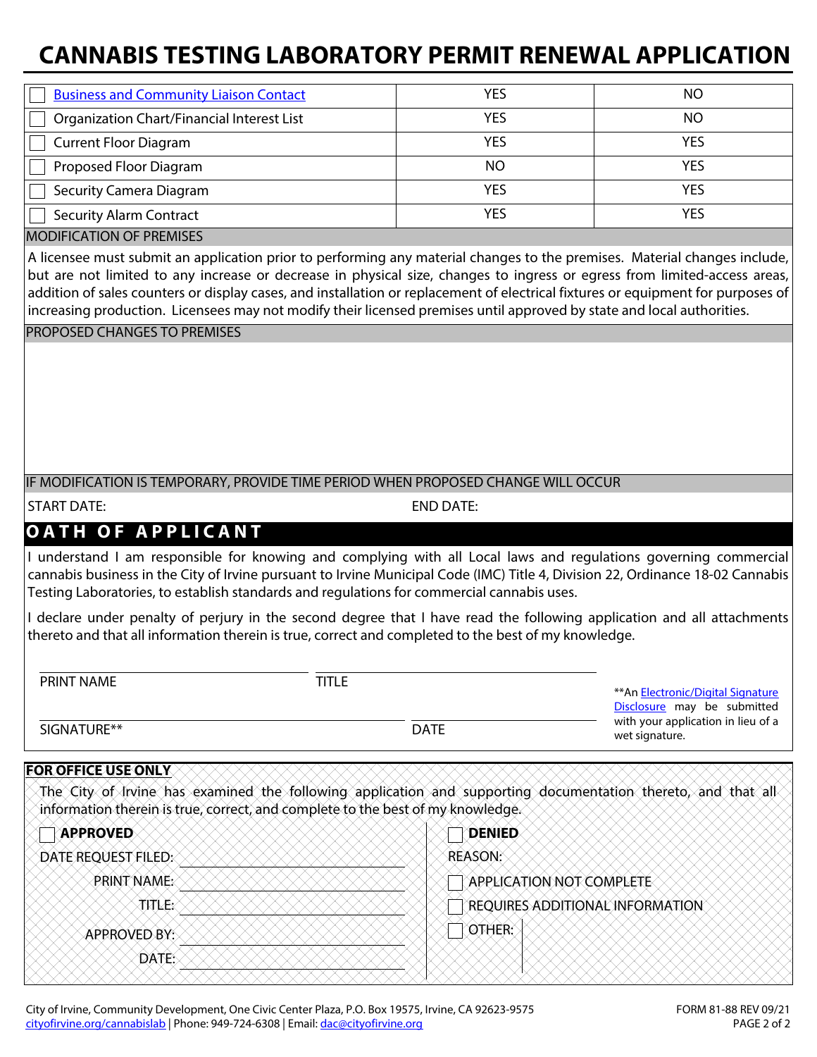# CANNABIS TESTING LABORATORY PERMIT RENEWAL APPLICATION

| | | |
|---|---|---|
| ☐ Business and Community Liaison Contact | YES | NO |
| ☐ Organization Chart/Financial Interest List | YES | NO |
| ☐ Current Floor Diagram | YES | YES |
| ☐ Proposed Floor Diagram | NO | YES |
| ☐ Security Camera Diagram | YES | YES |
| ☐ Security Alarm Contract | YES | YES |

## MODIFICATION OF PREMISES

A licensee must submit an application prior to performing any material changes to the premises. Material changes include, but are not limited to any increase or decrease in physical size, changes to ingress or egress from limited-access areas, addition of sales counters or display cases, and installation or replacement of electrical fixtures or equipment for purposes of increasing production. Licensees may not modify their licensed premises until approved by state and local authorities.

## PROPOSED CHANGES TO PREMISES

## IF MODIFICATION IS TEMPORARY, PROVIDE TIME PERIOD WHEN PROPOSED CHANGE WILL OCCUR

START DATE:

END DATE:

## OATH OF APPLICANT

I understand I am responsible for knowing and complying with all Local laws and regulations governing commercial cannabis business in the City of Irvine pursuant to Irvine Municipal Code (IMC) Title 4, Division 22, Ordinance 18-02 Cannabis Testing Laboratories, to establish standards and regulations for commercial cannabis uses.

I declare under penalty of perjury in the second degree that I have read the following application and all attachments thereto and that all information therein is true, correct and completed to the best of my knowledge.

PRINT NAME

TITLE

SIGNATURE**

DATE

**An Electronic/Digital Signature Disclosure may be submitted with your application in lieu of a wet signature.

## FOR OFFICE USE ONLY

The City of Irvine has examined the following application and supporting documentation thereto, and that all information therein is true, correct, and complete to the best of my knowledge.

☐ **APPROVED**

DATE REQUEST FILED:

PRINT NAME:

TITLE:

APPROVED BY:

DATE:

☐ **DENIED**

REASON:

☐ APPLICATION NOT COMPLETE

☐ REQUIRES ADDITIONAL INFORMATION

☐ OTHER:

City of Irvine, Community Development, One Civic Center Plaza, P.O. Box 19575, Irvine, CA 92623-9575
cityofirvine.org/cannabislab | Phone: 949-724-6308 | Email: dac@cityofirvine.org

FORM 81-88 REV 09/21